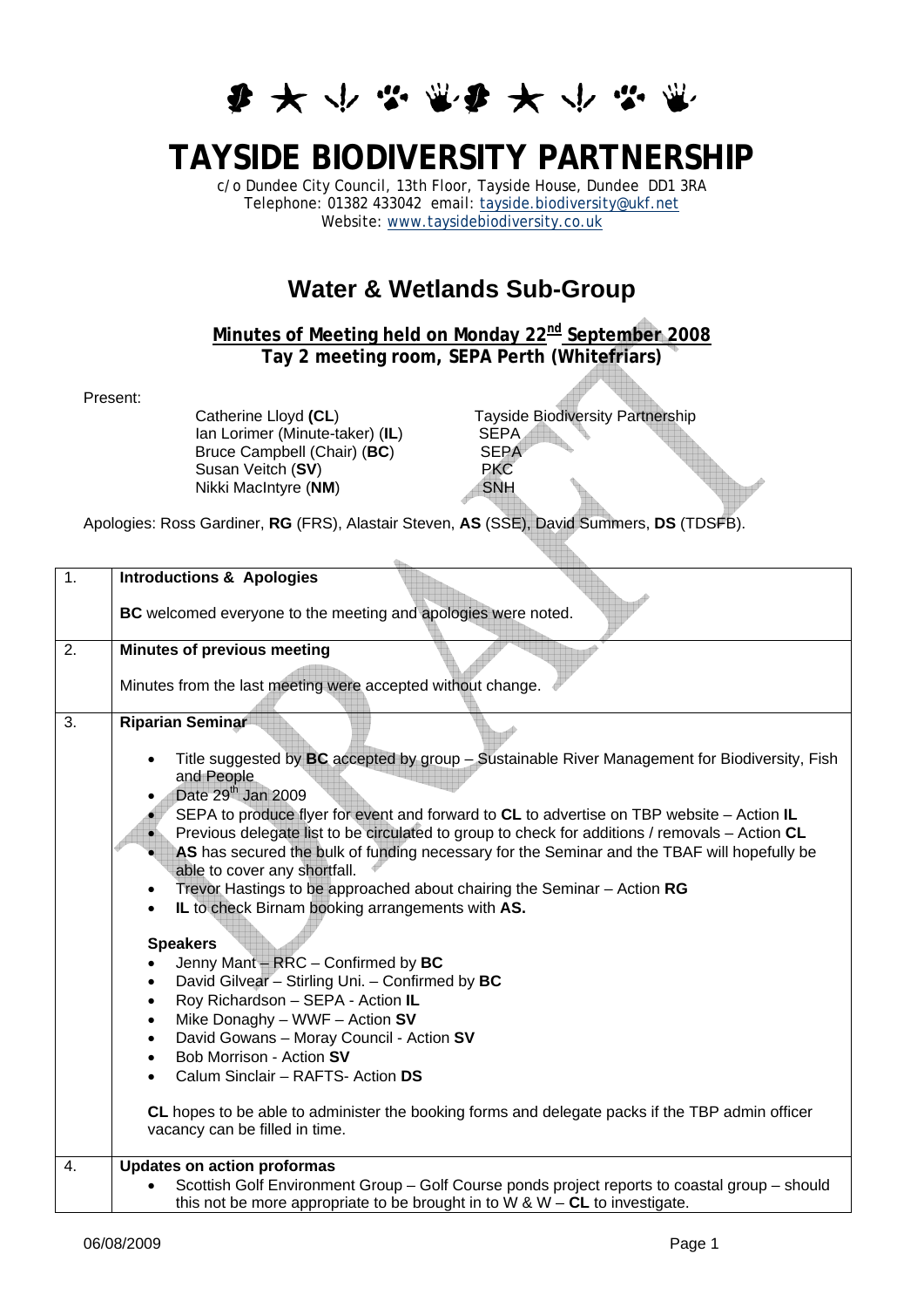# TAYSIDE BIODIVERSITY PARTNERSHIP

c/o Dundee City Council, 13th Floor, Tayside House, Dundee DD1 3RA
Telephone: 01382 433042 email: tayside.biodiversity@ukf.net
Website: www.taysidebiodiversity.co.uk

## Water & Wetlands Sub-Group

**Minutes of Meeting held on Monday 22nd September 2008**
**Tay 2 meeting room, SEPA Perth (Whitefriars)**

Present:

| | |
|---|---|
| Catherine Lloyd **(CL)** | Tayside Biodiversity Partnership |
| Ian Lorimer (Minute-taker) (**IL**) | SEPA |
| Bruce Campbell (Chair) (**BC**) | SEPA |
| Susan Veitch (**SV**) | PKC |
| Nikki MacIntyre (**NM**) | SNH |

Apologies: Ross Gardiner, **RG** (FRS), Alastair Steven, **AS** (SSE), David Summers, **DS** (TDSFB).

| | |
|---|---|
| 1. | **Introductions & Apologies**<br><br>**BC** welcomed everyone to the meeting and apologies were noted. |
| 2. | **Minutes of previous meeting**<br><br>Minutes from the last meeting were accepted without change. |
| 3. | **Riparian Seminar**<br><br>• Title suggested by **BC** accepted by group – Sustainable River Management for Biodiversity, Fish and People<br>• Date 29th Jan 2009<br>• SEPA to produce flyer for event and forward to **CL** to advertise on TBP website – Action **IL**<br>• Previous delegate list to be circulated to group to check for additions / removals – Action **CL**<br>• **AS** has secured the bulk of funding necessary for the Seminar and the TBAF will hopefully be able to cover any shortfall.<br>• Trevor Hastings to be approached about chairing the Seminar – Action **RG**<br>• **IL** to check Birnam booking arrangements with **AS.**<br><br>**Speakers**<br>• Jenny Mant – RRC – Confirmed by **BC**<br>• David Gilvear – Stirling Uni. – Confirmed by **BC**<br>• Roy Richardson – SEPA - Action **IL**<br>• Mike Donaghy – WWF – Action **SV**<br>• David Gowans – Moray Council - Action **SV**<br>• Bob Morrison - Action **SV**<br>• Calum Sinclair – RAFTS- Action **DS**<br><br>**CL** hopes to be able to administer the booking forms and delegate packs if the TBP admin officer vacancy can be filled in time. |
| 4. | **Updates on action proformas**<br>• Scottish Golf Environment Group – Golf Course ponds project reports to coastal group – should this not be more appropriate to be brought in to W & W – **CL** to investigate. |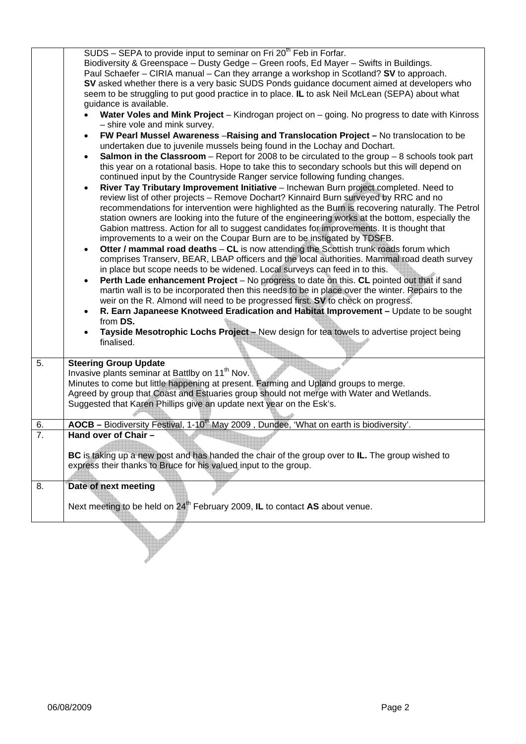| | |
|---|---|
| | SUDS – SEPA to provide input to seminar on Fri 20th Feb in Forfar.<br>Biodiversity & Greenspace – Dusty Gedge – Green roofs, Ed Mayer – Swifts in Buildings.<br>Paul Schaefer – CIRIA manual – Can they arrange a workshop in Scotland? **SV** to approach.<br>**SV** asked whether there is a very basic SUDS Ponds guidance document aimed at developers who seem to be struggling to put good practice in to place. **IL** to ask Neil McLean (SEPA) about what guidance is available.<br>• **Water Voles and Mink Project** – Kindrogan project on – going. No progress to date with Kinross – shire vole and mink survey.<br>• **FW Pearl Mussel Awareness –Raising and Translocation Project –** No translocation to be undertaken due to juvenile mussels being found in the Lochay and Dochart.<br>• **Salmon in the Classroom** – Report for 2008 to be circulated to the group – 8 schools took part this year on a rotational basis. Hope to take this to secondary schools but this will depend on continued input by the Countryside Ranger service following funding changes.<br>• **River Tay Tributary Improvement Initiative** – Inchewan Burn project completed. Need to review list of other projects – Remove Dochart? Kinnaird Burn surveyed by RRC and no recommendations for intervention were highlighted as the Burn is recovering naturally. The Petrol station owners are looking into the future of the engineering works at the bottom, especially the Gabion mattress. Action for all to suggest candidates for improvements. It is thought that improvements to a weir on the Coupar Burn are to be instigated by TDSFB.<br>• **Otter / mammal road deaths** – **CL** is now attending the Scottish trunk roads forum which comprises Transerv, BEAR, LBAP officers and the local authorities. Mammal road death survey in place but scope needs to be widened. Local surveys can feed in to this.<br>• **Perth Lade enhancement Project** – No progress to date on this. **CL** pointed out that if sand martin wall is to be incorporated then this needs to be in place over the winter. Repairs to the weir on the R. Almond will need to be progressed first. **SV** to check on progress.<br>• **R. Earn Japaneese Knotweed Eradication and Habitat Improvement –** Update to be sought from **DS.**<br>• **Tayside Mesotrophic Lochs Project –** New design for tea towels to advertise project being finalised. |
| 5. | **Steering Group Update**<br>Invasive plants seminar at Battlby on 11th Nov.<br>Minutes to come but little happening at present. Farming and Upland groups to merge.<br>Agreed by group that Coast and Estuaries group should not merge with Water and Wetlands.<br>Suggested that Karen Phillips give an update next year on the Esk's. |
| 6. | **AOCB –** Biodiversity Festival, 1-10th May 2009 , Dundee, 'What on earth is biodiversity'. |
| 7. | **Hand over of Chair –**<br><br>**BC** is taking up a new post and has handed the chair of the group over to **IL.** The group wished to express their thanks to Bruce for his valued input to the group. |
| 8. | **Date of next meeting**<br><br>Next meeting to be held on 24th February 2009, **IL** to contact **AS** about venue. |

06/08/2009